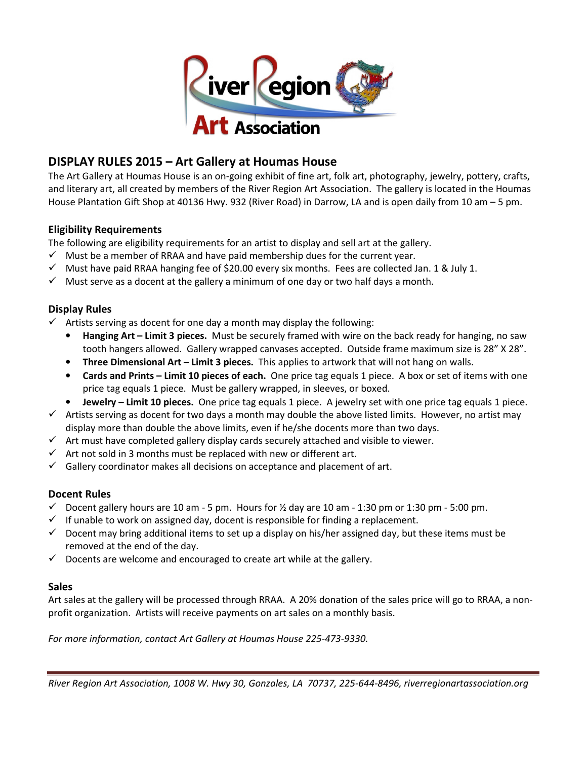River Region Art Association

## DISPLAY RULES 2015 – Art Gallery at Houmas House

The Art Gallery at Houmas House is an on-going exhibit of fine art, folk art, photography, jewelry, pottery, crafts, and literary art, all created by members of the River Region Art Association. The gallery is located in the Houmas House Plantation Gift Shop at 40136 Hwy. 932 (River Road) in Darrow, LA and is open daily from 10 am – 5 pm.

### Eligibility Requirements

The following are eligibility requirements for an artist to display and sell art at the gallery.

- ✓ Must be a member of RRAA and have paid membership dues for the current year.
- ✓ Must have paid RRAA hanging fee of $20.00 every six months. Fees are collected Jan. 1 & July 1.
- ✓ Must serve as a docent at the gallery a minimum of one day or two half days a month.

### Display Rules

- ✓ Artists serving as docent for one day a month may display the following:
  - **Hanging Art – Limit 3 pieces.** Must be securely framed with wire on the back ready for hanging, no saw tooth hangers allowed. Gallery wrapped canvases accepted. Outside frame maximum size is 28" X 28".
  - **Three Dimensional Art – Limit 3 pieces.** This applies to artwork that will not hang on walls.
  - **Cards and Prints – Limit 10 pieces of each.** One price tag equals 1 piece. A box or set of items with one price tag equals 1 piece. Must be gallery wrapped, in sleeves, or boxed.
  - **Jewelry – Limit 10 pieces.** One price tag equals 1 piece. A jewelry set with one price tag equals 1 piece.
- ✓ Artists serving as docent for two days a month may double the above listed limits. However, no artist may display more than double the above limits, even if he/she docents more than two days.
- ✓ Art must have completed gallery display cards securely attached and visible to viewer.
- ✓ Art not sold in 3 months must be replaced with new or different art.
- ✓ Gallery coordinator makes all decisions on acceptance and placement of art.

### Docent Rules

- ✓ Docent gallery hours are 10 am - 5 pm. Hours for ½ day are 10 am - 1:30 pm or 1:30 pm - 5:00 pm.
- ✓ If unable to work on assigned day, docent is responsible for finding a replacement.
- ✓ Docent may bring additional items to set up a display on his/her assigned day, but these items must be removed at the end of the day.
- ✓ Docents are welcome and encouraged to create art while at the gallery.

### Sales

Art sales at the gallery will be processed through RRAA. A 20% donation of the sales price will go to RRAA, a non-profit organization. Artists will receive payments on art sales on a monthly basis.

*For more information, contact Art Gallery at Houmas House 225-473-9330.*

---

*River Region Art Association, 1008 W. Hwy 30, Gonzales, LA 70737, 225-644-8496, riverregionartassociation.org*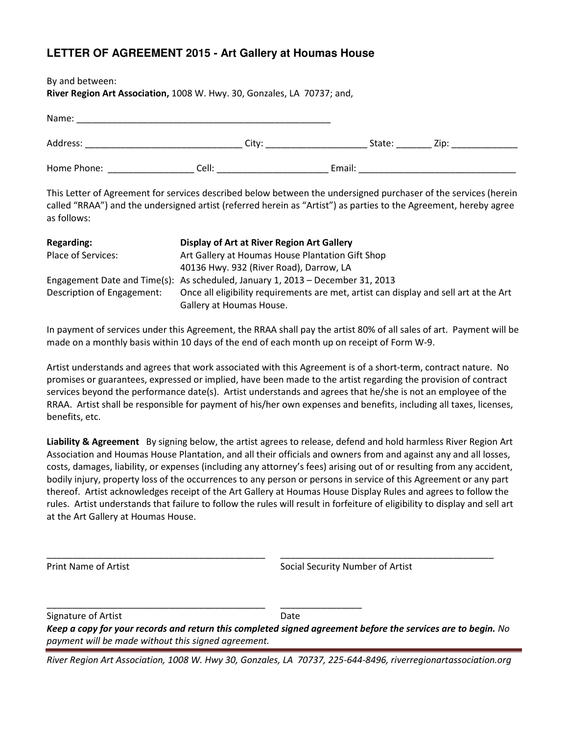## LETTER OF AGREEMENT 2015 - Art Gallery at Houmas House

By and between:
**River Region Art Association,** 1008 W. Hwy. 30, Gonzales, LA 70737; and,

Name: ____________________________________________________

Address: _______________________________ City: ___________________ State: _______ Zip: _____________

Home Phone: _________________ Cell: ______________________ Email: _______________________________

This Letter of Agreement for services described below between the undersigned purchaser of the services (herein called "RRAA") and the undersigned artist (referred herein as "Artist") as parties to the Agreement, hereby agree as follows:

| | |
|---|---|
| **Regarding:** | **Display of Art at River Region Art Gallery** |
| Place of Services: | Art Gallery at Houmas House Plantation Gift Shop<br>40136 Hwy. 932 (River Road), Darrow, LA |
| Engagement Date and Time(s): | As scheduled, January 1, 2013 – December 31, 2013 |
| Description of Engagement: | Once all eligibility requirements are met, artist can display and sell art at the Art Gallery at Houmas House. |

In payment of services under this Agreement, the RRAA shall pay the artist 80% of all sales of art. Payment will be made on a monthly basis within 10 days of the end of each month up on receipt of Form W-9.

Artist understands and agrees that work associated with this Agreement is of a short-term, contract nature. No promises or guarantees, expressed or implied, have been made to the artist regarding the provision of contract services beyond the performance date(s). Artist understands and agrees that he/she is not an employee of the RRAA. Artist shall be responsible for payment of his/her own expenses and benefits, including all taxes, licenses, benefits, etc.

**Liability & Agreement** By signing below, the artist agrees to release, defend and hold harmless River Region Art Association and Houmas House Plantation, and all their officials and owners from and against any and all losses, costs, damages, liability, or expenses (including any attorney's fees) arising out of or resulting from any accident, bodily injury, property loss of the occurrences to any person or persons in service of this Agreement or any part thereof. Artist acknowledges receipt of the Art Gallery at Houmas House Display Rules and agrees to follow the rules. Artist understands that failure to follow the rules will result in forfeiture of eligibility to display and sell art at the Art Gallery at Houmas House.

_____________________________________________ _____________________________________________
Print Name of Artist Social Security Number of Artist

_____________________________________________ ________________
Signature of Artist Date

***Keep a copy for your records and return this completed signed agreement before the services are to begin.*** *No payment will be made without this signed agreement.*

*River Region Art Association, 1008 W. Hwy 30, Gonzales, LA 70737, 225-644-8496, riverregionartassociation.org*